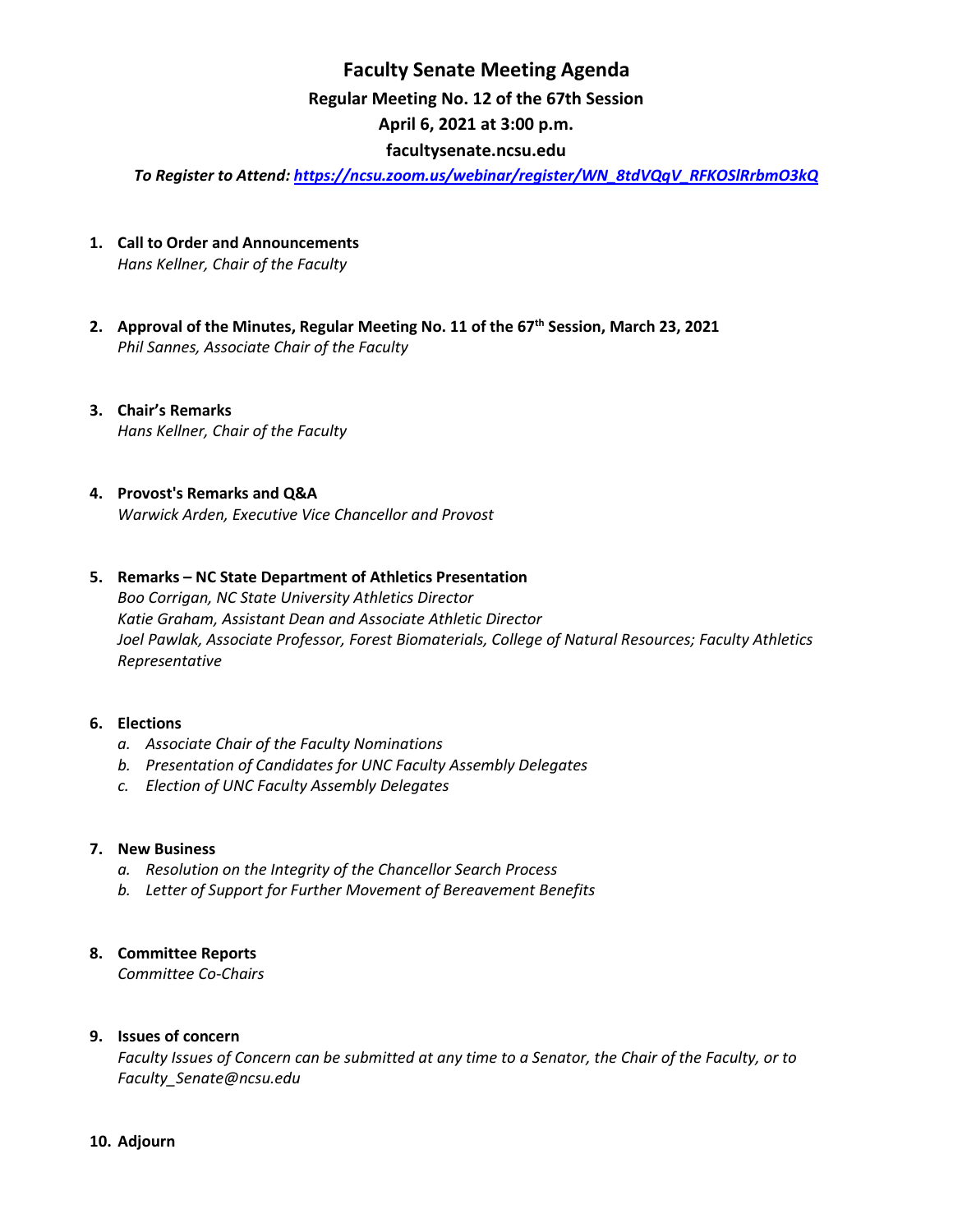# Faculty Senate Meeting Agenda

## Regular Meeting No. 12 of the 67th Session

## April 6, 2021 at 3:00 p.m.

## facultysenate.ncsu.edu

***To Register to Attend:*** *[https://ncsu.zoom.us/webinar/register/WN_8tdVQqV_RFKOSlRrbmO3kQ](https://ncsu.zoom.us/webinar/register/WN_8tdVQqV_RFKOSlRrbmO3kQ)*

1. **Call to Order and Announcements**
   *Hans Kellner, Chair of the Faculty*

2. **Approval of the Minutes, Regular Meeting No. 11 of the 67th Session, March 23, 2021**
   *Phil Sannes, Associate Chair of the Faculty*

3. **Chair's Remarks**
   *Hans Kellner, Chair of the Faculty*

4. **Provost's Remarks and Q&A**
   *Warwick Arden, Executive Vice Chancellor and Provost*

5. **Remarks – NC State Department of Athletics Presentation**
   *Boo Corrigan, NC State University Athletics Director*
   *Katie Graham, Assistant Dean and Associate Athletic Director*
   *Joel Pawlak, Associate Professor, Forest Biomaterials, College of Natural Resources; Faculty Athletics Representative*

6. **Elections**
   a. *Associate Chair of the Faculty Nominations*
   b. *Presentation of Candidates for UNC Faculty Assembly Delegates*
   c. *Election of UNC Faculty Assembly Delegates*

7. **New Business**
   a. *Resolution on the Integrity of the Chancellor Search Process*
   b. *Letter of Support for Further Movement of Bereavement Benefits*

8. **Committee Reports**
   *Committee Co-Chairs*

9. **Issues of concern**
   *Faculty Issues of Concern can be submitted at any time to a Senator, the Chair of the Faculty, or to Faculty_Senate@ncsu.edu*

10. **Adjourn**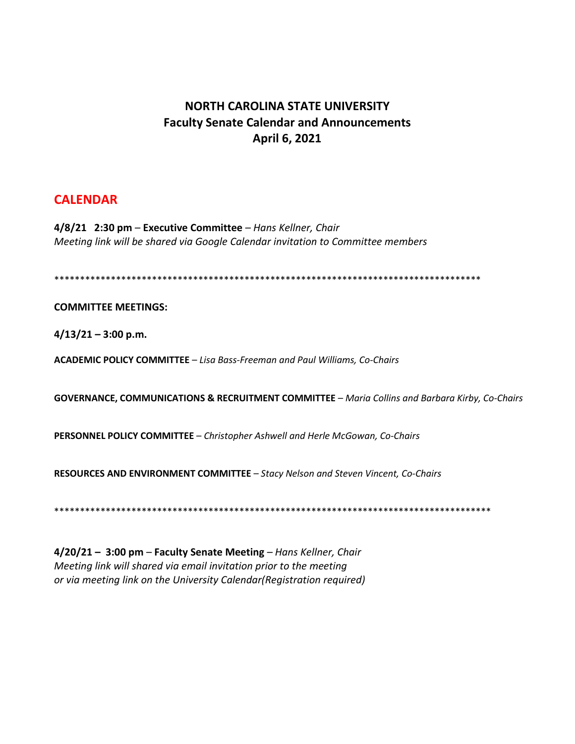# NORTH CAROLINA STATE UNIVERSITY
## Faculty Senate Calendar and Announcements
## April 6, 2021

## CALENDAR

**4/8/21 2:30 pm** – **Executive Committee** – *Hans Kellner, Chair*
*Meeting link will be shared via Google Calendar invitation to Committee members*

***********************************************************************************

**COMMITTEE MEETINGS:**

**4/13/21 – 3:00 p.m.**

**ACADEMIC POLICY COMMITTEE** – *Lisa Bass-Freeman and Paul Williams, Co-Chairs*

**GOVERNANCE, COMMUNICATIONS & RECRUITMENT COMMITTEE** – *Maria Collins and Barbara Kirby, Co-Chairs*

**PERSONNEL POLICY COMMITTEE** – *Christopher Ashwell and Herle McGowan, Co-Chairs*

**RESOURCES AND ENVIRONMENT COMMITTEE** – *Stacy Nelson and Steven Vincent, Co-Chairs*

***********************************************************************************

**4/20/21 – 3:00 pm** – **Faculty Senate Meeting** – *Hans Kellner, Chair*
*Meeting link will shared via email invitation prior to the meeting*
*or via meeting link on the University Calendar(Registration required)*